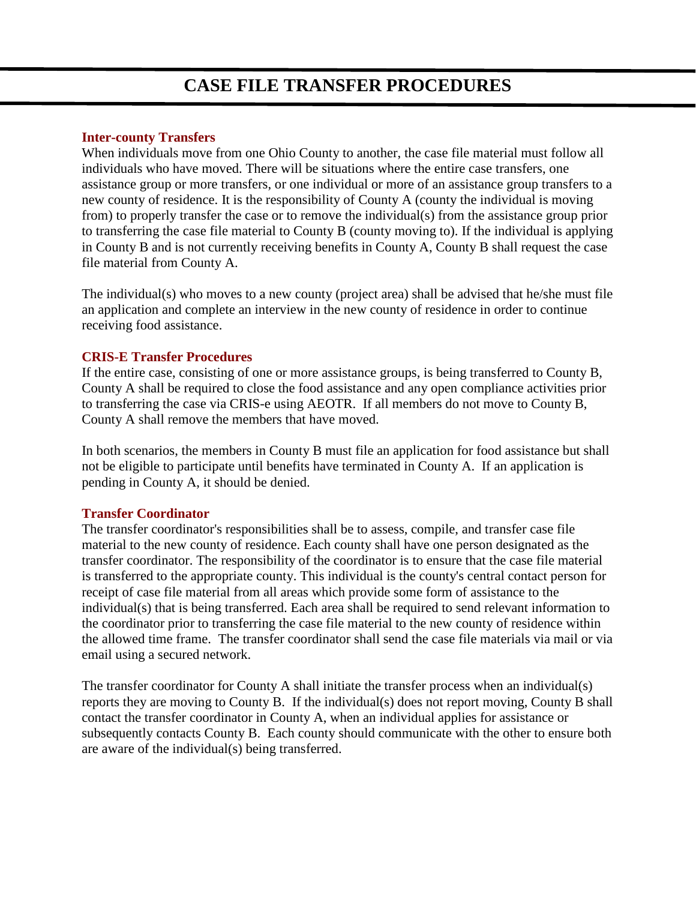# CASE FILE TRANSFER PROCEDURES

## Inter-county Transfers

When individuals move from one Ohio County to another, the case file material must follow all individuals who have moved. There will be situations where the entire case transfers, one assistance group or more transfers, or one individual or more of an assistance group transfers to a new county of residence. It is the responsibility of County A (county the individual is moving from) to properly transfer the case or to remove the individual(s) from the assistance group prior to transferring the case file material to County B (county moving to). If the individual is applying in County B and is not currently receiving benefits in County A, County B shall request the case file material from County A.

The individual(s) who moves to a new county (project area) shall be advised that he/she must file an application and complete an interview in the new county of residence in order to continue receiving food assistance.

## CRIS-E Transfer Procedures

If the entire case, consisting of one or more assistance groups, is being transferred to County B, County A shall be required to close the food assistance and any open compliance activities prior to transferring the case via CRIS-e using AEOTR. If all members do not move to County B, County A shall remove the members that have moved.

In both scenarios, the members in County B must file an application for food assistance but shall not be eligible to participate until benefits have terminated in County A. If an application is pending in County A, it should be denied.

## Transfer Coordinator

The transfer coordinator's responsibilities shall be to assess, compile, and transfer case file material to the new county of residence. Each county shall have one person designated as the transfer coordinator. The responsibility of the coordinator is to ensure that the case file material is transferred to the appropriate county. This individual is the county's central contact person for receipt of case file material from all areas which provide some form of assistance to the individual(s) that is being transferred. Each area shall be required to send relevant information to the coordinator prior to transferring the case file material to the new county of residence within the allowed time frame. The transfer coordinator shall send the case file materials via mail or via email using a secured network.

The transfer coordinator for County A shall initiate the transfer process when an individual(s) reports they are moving to County B. If the individual(s) does not report moving, County B shall contact the transfer coordinator in County A, when an individual applies for assistance or subsequently contacts County B. Each county should communicate with the other to ensure both are aware of the individual(s) being transferred.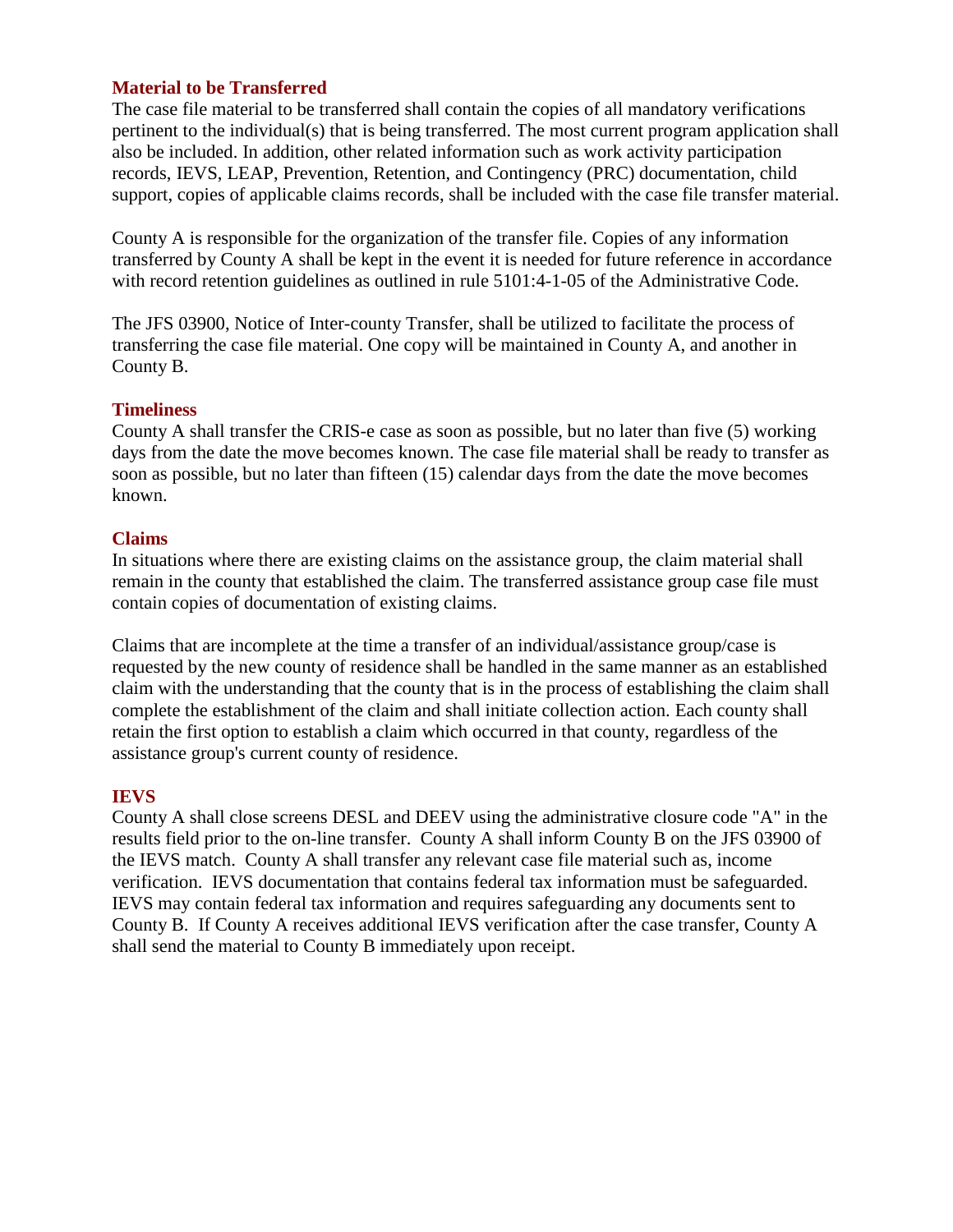### Material to be Transferred

The case file material to be transferred shall contain the copies of all mandatory verifications pertinent to the individual(s) that is being transferred. The most current program application shall also be included. In addition, other related information such as work activity participation records, IEVS, LEAP, Prevention, Retention, and Contingency (PRC) documentation, child support, copies of applicable claims records, shall be included with the case file transfer material.

County A is responsible for the organization of the transfer file. Copies of any information transferred by County A shall be kept in the event it is needed for future reference in accordance with record retention guidelines as outlined in rule 5101:4-1-05 of the Administrative Code.

The JFS 03900, Notice of Inter-county Transfer, shall be utilized to facilitate the process of transferring the case file material. One copy will be maintained in County A, and another in County B.

### Timeliness

County A shall transfer the CRIS-e case as soon as possible, but no later than five (5) working days from the date the move becomes known. The case file material shall be ready to transfer as soon as possible, but no later than fifteen (15) calendar days from the date the move becomes known.

### Claims

In situations where there are existing claims on the assistance group, the claim material shall remain in the county that established the claim. The transferred assistance group case file must contain copies of documentation of existing claims.

Claims that are incomplete at the time a transfer of an individual/assistance group/case is requested by the new county of residence shall be handled in the same manner as an established claim with the understanding that the county that is in the process of establishing the claim shall complete the establishment of the claim and shall initiate collection action. Each county shall retain the first option to establish a claim which occurred in that county, regardless of the assistance group's current county of residence.

### IEVS

County A shall close screens DESL and DEEV using the administrative closure code "A" in the results field prior to the on-line transfer. County A shall inform County B on the JFS 03900 of the IEVS match. County A shall transfer any relevant case file material such as, income verification. IEVS documentation that contains federal tax information must be safeguarded. IEVS may contain federal tax information and requires safeguarding any documents sent to County B. If County A receives additional IEVS verification after the case transfer, County A shall send the material to County B immediately upon receipt.